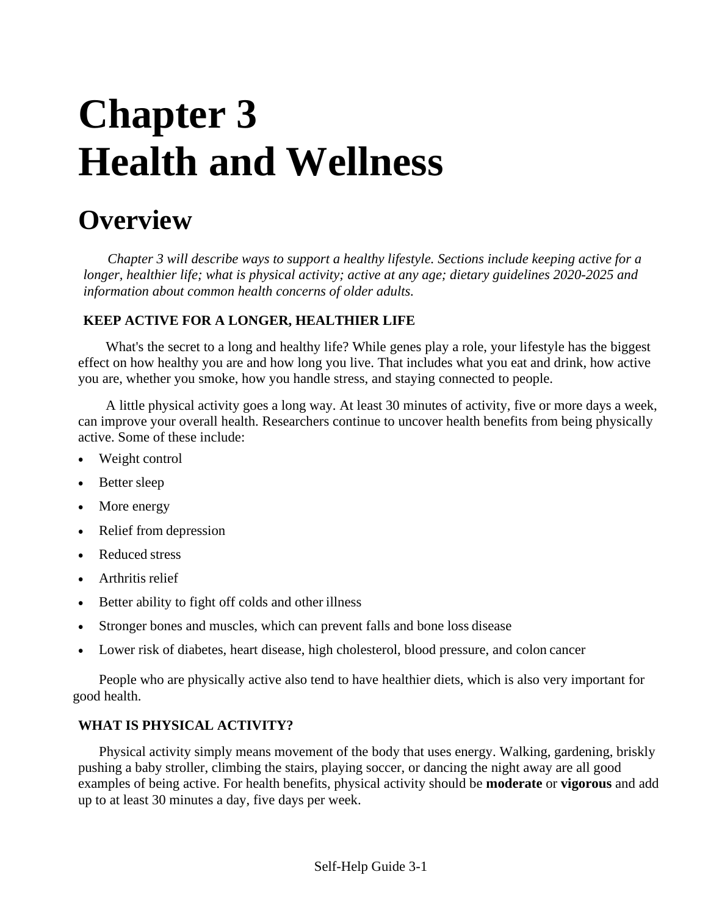# Chapter 3
# Health and Wellness

## Overview

*Chapter 3 will describe ways to support a healthy lifestyle. Sections include keeping active for a longer, healthier life; what is physical activity; active at any age; dietary guidelines 2020-2025 and information about common health concerns of older adults.*

### KEEP ACTIVE FOR A LONGER, HEALTHIER LIFE

What's the secret to a long and healthy life? While genes play a role, your lifestyle has the biggest effect on how healthy you are and how long you live. That includes what you eat and drink, how active you are, whether you smoke, how you handle stress, and staying connected to people.

A little physical activity goes a long way. At least 30 minutes of activity, five or more days a week, can improve your overall health. Researchers continue to uncover health benefits from being physically active. Some of these include:

- Weight control
- Better sleep
- More energy
- Relief from depression
- Reduced stress
- Arthritis relief
- Better ability to fight off colds and other illness
- Stronger bones and muscles, which can prevent falls and bone loss disease
- Lower risk of diabetes, heart disease, high cholesterol, blood pressure, and colon cancer

People who are physically active also tend to have healthier diets, which is also very important for good health.

### WHAT IS PHYSICAL ACTIVITY?

Physical activity simply means movement of the body that uses energy. Walking, gardening, briskly pushing a baby stroller, climbing the stairs, playing soccer, or dancing the night away are all good examples of being active. For health benefits, physical activity should be **moderate** or **vigorous** and add up to at least 30 minutes a day, five days per week.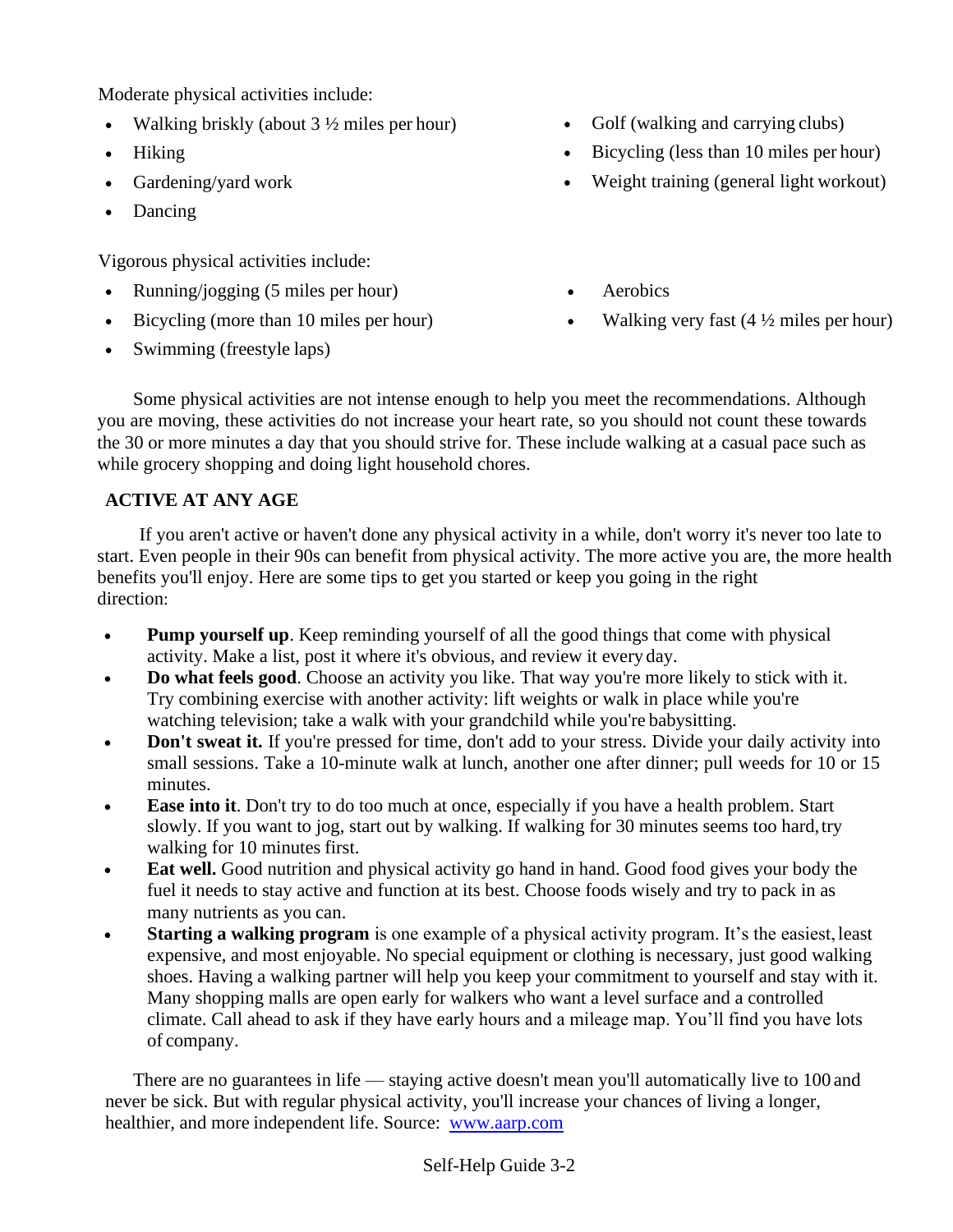Moderate physical activities include:

- Walking briskly (about 3 ½ miles per hour)
- Hiking
- Gardening/yard work
- Dancing
- Golf (walking and carrying clubs)
- Bicycling (less than 10 miles per hour)
- Weight training (general light workout)

Vigorous physical activities include:

- Running/jogging (5 miles per hour)
- Bicycling (more than 10 miles per hour)
- Swimming (freestyle laps)
- Aerobics
- Walking very fast (4 ½ miles per hour)

Some physical activities are not intense enough to help you meet the recommendations. Although you are moving, these activities do not increase your heart rate, so you should not count these towards the 30 or more minutes a day that you should strive for. These include walking at a casual pace such as while grocery shopping and doing light household chores.

## ACTIVE AT ANY AGE

If you aren't active or haven't done any physical activity in a while, don't worry it's never too late to start. Even people in their 90s can benefit from physical activity. The more active you are, the more health benefits you'll enjoy. Here are some tips to get you started or keep you going in the right direction:

- **Pump yourself up**. Keep reminding yourself of all the good things that come with physical activity. Make a list, post it where it's obvious, and review it every day.
- **Do what feels good**. Choose an activity you like. That way you're more likely to stick with it. Try combining exercise with another activity: lift weights or walk in place while you're watching television; take a walk with your grandchild while you're babysitting.
- **Don't sweat it.** If you're pressed for time, don't add to your stress. Divide your daily activity into small sessions. Take a 10-minute walk at lunch, another one after dinner; pull weeds for 10 or 15 minutes.
- **Ease into it**. Don't try to do too much at once, especially if you have a health problem. Start slowly. If you want to jog, start out by walking. If walking for 30 minutes seems too hard, try walking for 10 minutes first.
- **Eat well.** Good nutrition and physical activity go hand in hand. Good food gives your body the fuel it needs to stay active and function at its best. Choose foods wisely and try to pack in as many nutrients as you can.
- **Starting a walking program** is one example of a physical activity program. It's the easiest, least expensive, and most enjoyable. No special equipment or clothing is necessary, just good walking shoes. Having a walking partner will help you keep your commitment to yourself and stay with it. Many shopping malls are open early for walkers who want a level surface and a controlled climate. Call ahead to ask if they have early hours and a mileage map. You'll find you have lots of company.

There are no guarantees in life — staying active doesn't mean you'll automatically live to 100 and never be sick. But with regular physical activity, you'll increase your chances of living a longer, healthier, and more independent life. Source: [www.aarp.com](http://www.aarp.com)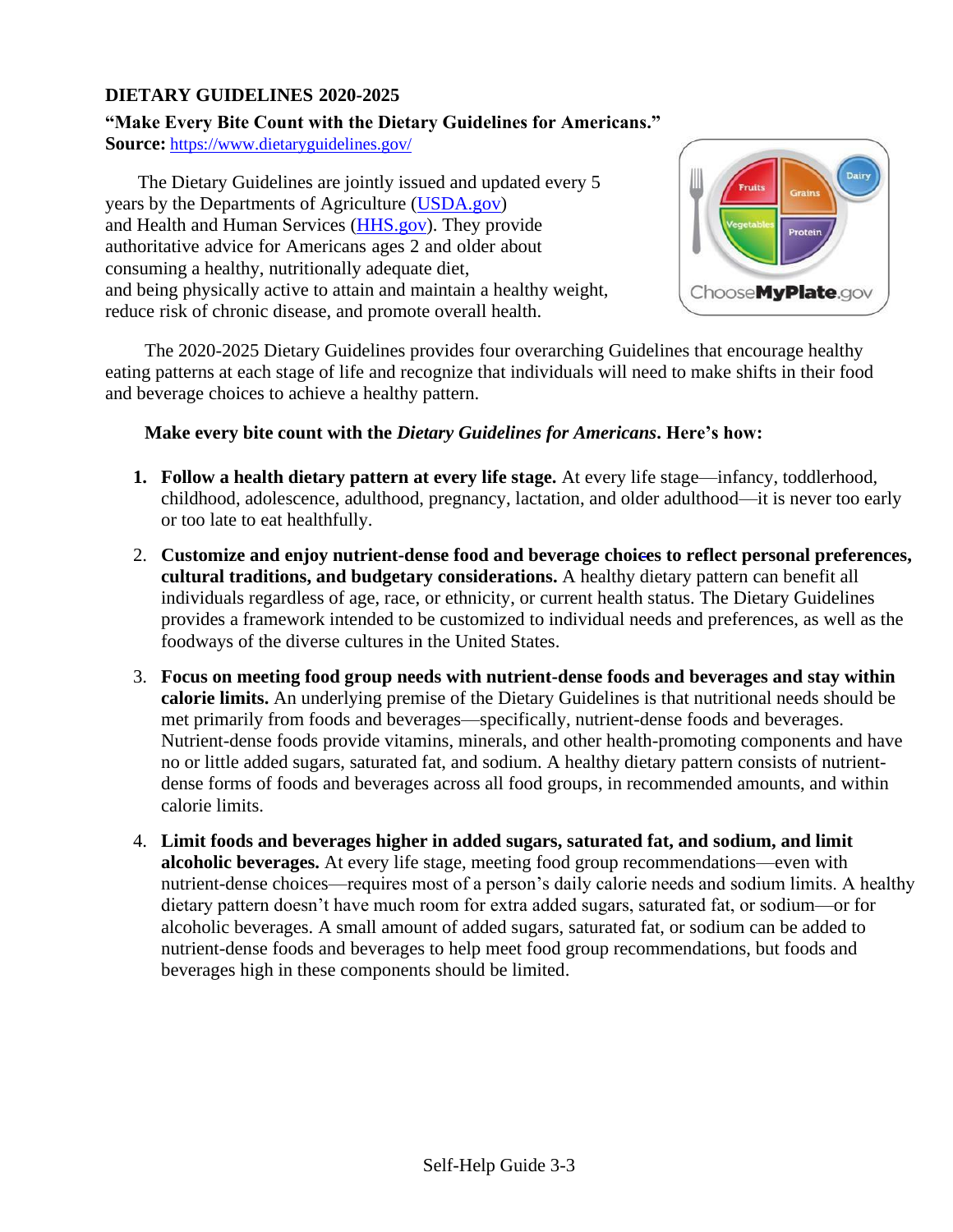**DIETARY GUIDELINES 2020-2025**

**"Make Every Bite Count with the Dietary Guidelines for Americans."**
**Source:** https://www.dietaryguidelines.gov/

The Dietary Guidelines are jointly issued and updated every 5 years by the Departments of Agriculture (USDA.gov) and Health and Human Services (HHS.gov). They provide authoritative advice for Americans ages 2 and older about consuming a healthy, nutritionally adequate diet, and being physically active to attain and maintain a healthy weight, reduce risk of chronic disease, and promote overall health.

The 2020-2025 Dietary Guidelines provides four overarching Guidelines that encourage healthy eating patterns at each stage of life and recognize that individuals will need to make shifts in their food and beverage choices to achieve a healthy pattern.

**Make every bite count with the *Dietary Guidelines for Americans*. Here's how:**

1. **Follow a health dietary pattern at every life stage.** At every life stage—infancy, toddlerhood, childhood, adolescence, adulthood, pregnancy, lactation, and older adulthood—it is never too early or too late to eat healthfully.
2. **Customize and enjoy nutrient-dense food and beverage choices to reflect personal preferences, cultural traditions, and budgetary considerations.** A healthy dietary pattern can benefit all individuals regardless of age, race, or ethnicity, or current health status. The Dietary Guidelines provides a framework intended to be customized to individual needs and preferences, as well as the foodways of the diverse cultures in the United States.
3. **Focus on meeting food group needs with nutrient-dense foods and beverages and stay within calorie limits.** An underlying premise of the Dietary Guidelines is that nutritional needs should be met primarily from foods and beverages—specifically, nutrient-dense foods and beverages. Nutrient-dense foods provide vitamins, minerals, and other health-promoting components and have no or little added sugars, saturated fat, and sodium. A healthy dietary pattern consists of nutrient-dense forms of foods and beverages across all food groups, in recommended amounts, and within calorie limits.
4. **Limit foods and beverages higher in added sugars, saturated fat, and sodium, and limit alcoholic beverages.** At every life stage, meeting food group recommendations—even with nutrient-dense choices—requires most of a person's daily calorie needs and sodium limits. A healthy dietary pattern doesn't have much room for extra added sugars, saturated fat, or sodium—or for alcoholic beverages. A small amount of added sugars, saturated fat, or sodium can be added to nutrient-dense foods and beverages to help meet food group recommendations, but foods and beverages high in these components should be limited.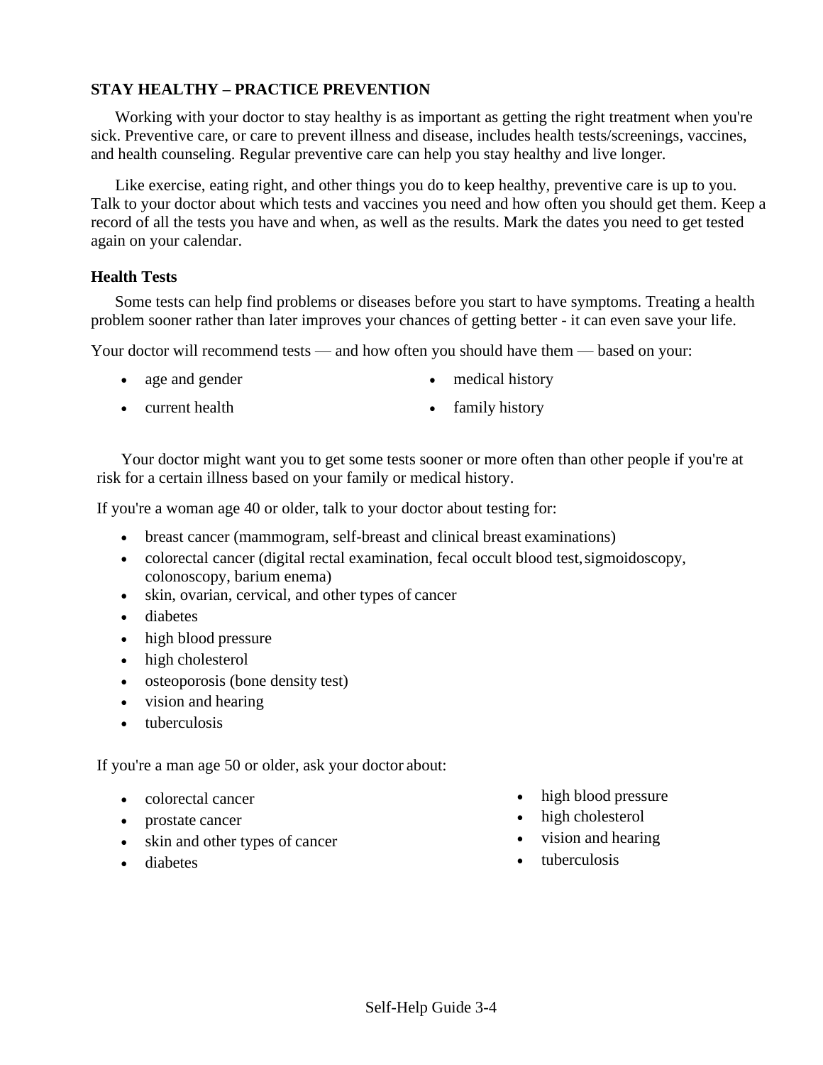## STAY HEALTHY – PRACTICE PREVENTION

Working with your doctor to stay healthy is as important as getting the right treatment when you're sick. Preventive care, or care to prevent illness and disease, includes health tests/screenings, vaccines, and health counseling. Regular preventive care can help you stay healthy and live longer.

Like exercise, eating right, and other things you do to keep healthy, preventive care is up to you. Talk to your doctor about which tests and vaccines you need and how often you should get them. Keep a record of all the tests you have and when, as well as the results. Mark the dates you need to get tested again on your calendar.

### Health Tests

Some tests can help find problems or diseases before you start to have symptoms. Treating a health problem sooner rather than later improves your chances of getting better - it can even save your life.

Your doctor will recommend tests — and how often you should have them — based on your:

- age and gender
- current health
- medical history
- family history

Your doctor might want you to get some tests sooner or more often than other people if you're at risk for a certain illness based on your family or medical history.

If you're a woman age 40 or older, talk to your doctor about testing for:

- breast cancer (mammogram, self-breast and clinical breast examinations)
- colorectal cancer (digital rectal examination, fecal occult blood test, sigmoidoscopy, colonoscopy, barium enema)
- skin, ovarian, cervical, and other types of cancer
- diabetes
- high blood pressure
- high cholesterol
- osteoporosis (bone density test)
- vision and hearing
- tuberculosis

If you're a man age 50 or older, ask your doctor about:

- colorectal cancer
- prostate cancer
- skin and other types of cancer
- diabetes
- high blood pressure
- high cholesterol
- vision and hearing
- tuberculosis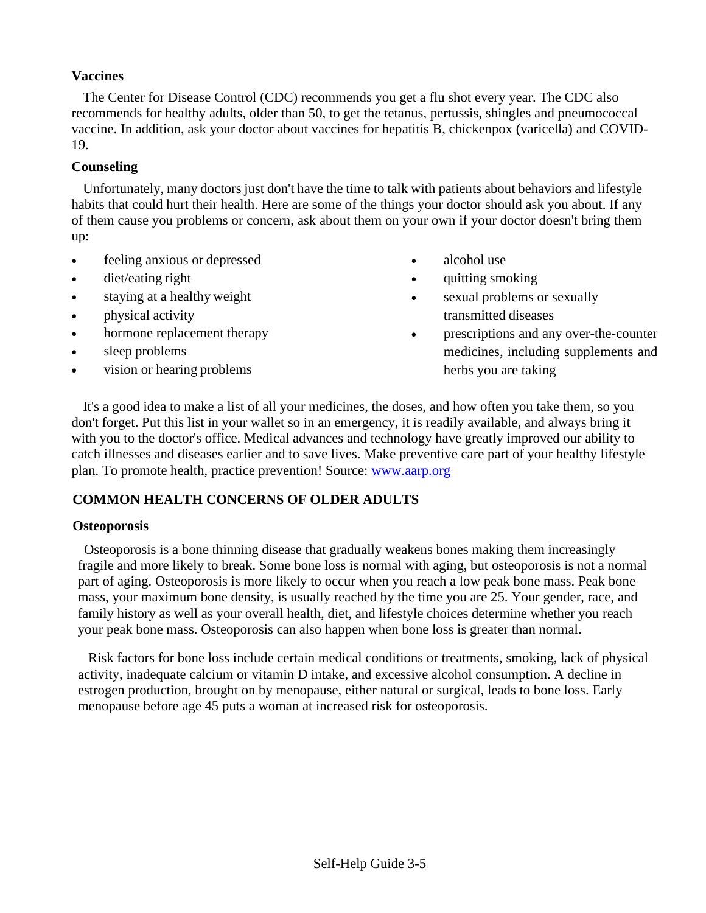**Vaccines**

The Center for Disease Control (CDC) recommends you get a flu shot every year. The CDC also recommends for healthy adults, older than 50, to get the tetanus, pertussis, shingles and pneumococcal vaccine. In addition, ask your doctor about vaccines for hepatitis B, chickenpox (varicella) and COVID-19.

**Counseling**

Unfortunately, many doctors just don't have the time to talk with patients about behaviors and lifestyle habits that could hurt their health. Here are some of the things your doctor should ask you about. If any of them cause you problems or concern, ask about them on your own if your doctor doesn't bring them up:

- feeling anxious or depressed
- diet/eating right
- staying at a healthy weight
- physical activity
- hormone replacement therapy
- sleep problems
- vision or hearing problems
- alcohol use
- quitting smoking
- sexual problems or sexually transmitted diseases
- prescriptions and any over-the-counter medicines, including supplements and herbs you are taking

It's a good idea to make a list of all your medicines, the doses, and how often you take them, so you don't forget. Put this list in your wallet so in an emergency, it is readily available, and always bring it with you to the doctor's office. Medical advances and technology have greatly improved our ability to catch illnesses and diseases earlier and to save lives. Make preventive care part of your healthy lifestyle plan. To promote health, practice prevention! Source: [www.aarp.org](http://www.aarp.org)

## COMMON HEALTH CONCERNS OF OLDER ADULTS

**Osteoporosis**

Osteoporosis is a bone thinning disease that gradually weakens bones making them increasingly fragile and more likely to break. Some bone loss is normal with aging, but osteoporosis is not a normal part of aging. Osteoporosis is more likely to occur when you reach a low peak bone mass. Peak bone mass, your maximum bone density, is usually reached by the time you are 25. Your gender, race, and family history as well as your overall health, diet, and lifestyle choices determine whether you reach your peak bone mass. Osteoporosis can also happen when bone loss is greater than normal.

Risk factors for bone loss include certain medical conditions or treatments, smoking, lack of physical activity, inadequate calcium or vitamin D intake, and excessive alcohol consumption. A decline in estrogen production, brought on by menopause, either natural or surgical, leads to bone loss. Early menopause before age 45 puts a woman at increased risk for osteoporosis.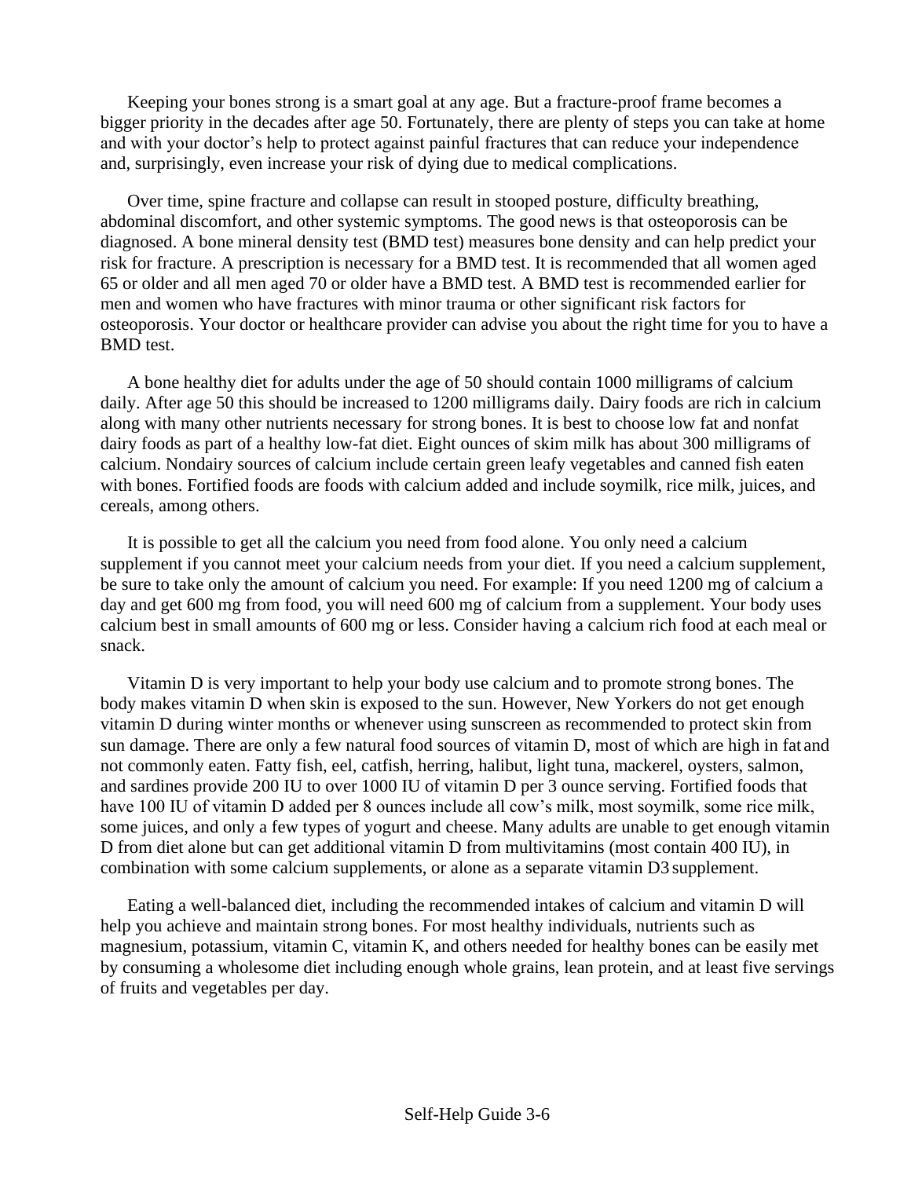Keeping your bones strong is a smart goal at any age. But a fracture-proof frame becomes a bigger priority in the decades after age 50. Fortunately, there are plenty of steps you can take at home and with your doctor's help to protect against painful fractures that can reduce your independence and, surprisingly, even increase your risk of dying due to medical complications.

Over time, spine fracture and collapse can result in stooped posture, difficulty breathing, abdominal discomfort, and other systemic symptoms. The good news is that osteoporosis can be diagnosed. A bone mineral density test (BMD test) measures bone density and can help predict your risk for fracture. A prescription is necessary for a BMD test. It is recommended that all women aged 65 or older and all men aged 70 or older have a BMD test. A BMD test is recommended earlier for men and women who have fractures with minor trauma or other significant risk factors for osteoporosis. Your doctor or healthcare provider can advise you about the right time for you to have a BMD test.

A bone healthy diet for adults under the age of 50 should contain 1000 milligrams of calcium daily. After age 50 this should be increased to 1200 milligrams daily. Dairy foods are rich in calcium along with many other nutrients necessary for strong bones. It is best to choose low fat and nonfat dairy foods as part of a healthy low-fat diet. Eight ounces of skim milk has about 300 milligrams of calcium. Nondairy sources of calcium include certain green leafy vegetables and canned fish eaten with bones. Fortified foods are foods with calcium added and include soymilk, rice milk, juices, and cereals, among others.

It is possible to get all the calcium you need from food alone. You only need a calcium supplement if you cannot meet your calcium needs from your diet. If you need a calcium supplement, be sure to take only the amount of calcium you need. For example: If you need 1200 mg of calcium a day and get 600 mg from food, you will need 600 mg of calcium from a supplement. Your body uses calcium best in small amounts of 600 mg or less. Consider having a calcium rich food at each meal or snack.

Vitamin D is very important to help your body use calcium and to promote strong bones. The body makes vitamin D when skin is exposed to the sun. However, New Yorkers do not get enough vitamin D during winter months or whenever using sunscreen as recommended to protect skin from sun damage. There are only a few natural food sources of vitamin D, most of which are high in fat and not commonly eaten. Fatty fish, eel, catfish, herring, halibut, light tuna, mackerel, oysters, salmon, and sardines provide 200 IU to over 1000 IU of vitamin D per 3 ounce serving. Fortified foods that have 100 IU of vitamin D added per 8 ounces include all cow's milk, most soymilk, some rice milk, some juices, and only a few types of yogurt and cheese. Many adults are unable to get enough vitamin D from diet alone but can get additional vitamin D from multivitamins (most contain 400 IU), in combination with some calcium supplements, or alone as a separate vitamin D3 supplement.

Eating a well-balanced diet, including the recommended intakes of calcium and vitamin D will help you achieve and maintain strong bones. For most healthy individuals, nutrients such as magnesium, potassium, vitamin C, vitamin K, and others needed for healthy bones can be easily met by consuming a wholesome diet including enough whole grains, lean protein, and at least five servings of fruits and vegetables per day.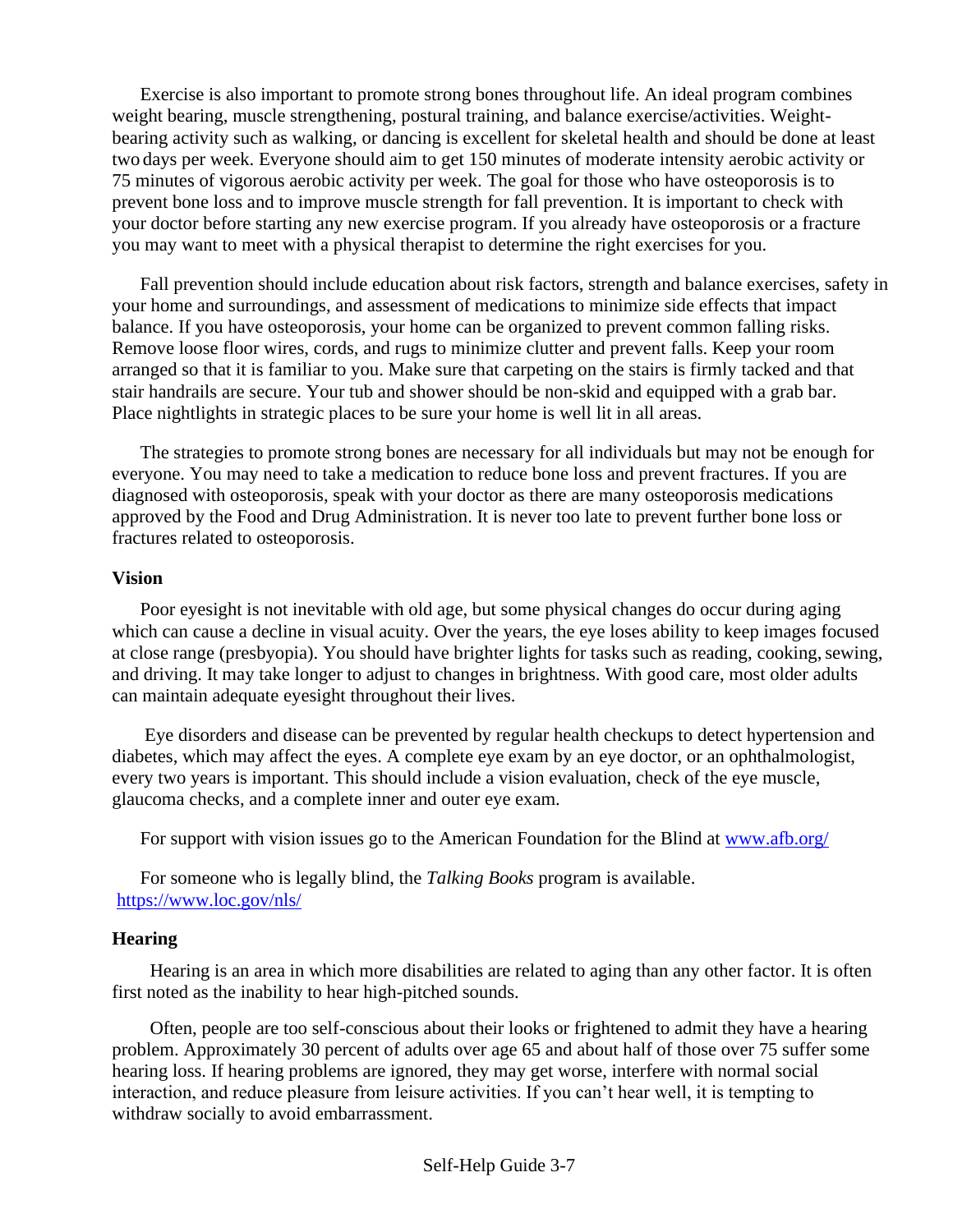Exercise is also important to promote strong bones throughout life. An ideal program combines weight bearing, muscle strengthening, postural training, and balance exercise/activities. Weight-bearing activity such as walking, or dancing is excellent for skeletal health and should be done at least two days per week. Everyone should aim to get 150 minutes of moderate intensity aerobic activity or 75 minutes of vigorous aerobic activity per week. The goal for those who have osteoporosis is to prevent bone loss and to improve muscle strength for fall prevention. It is important to check with your doctor before starting any new exercise program. If you already have osteoporosis or a fracture you may want to meet with a physical therapist to determine the right exercises for you.

Fall prevention should include education about risk factors, strength and balance exercises, safety in your home and surroundings, and assessment of medications to minimize side effects that impact balance. If you have osteoporosis, your home can be organized to prevent common falling risks. Remove loose floor wires, cords, and rugs to minimize clutter and prevent falls. Keep your room arranged so that it is familiar to you. Make sure that carpeting on the stairs is firmly tacked and that stair handrails are secure. Your tub and shower should be non-skid and equipped with a grab bar. Place nightlights in strategic places to be sure your home is well lit in all areas.

The strategies to promote strong bones are necessary for all individuals but may not be enough for everyone. You may need to take a medication to reduce bone loss and prevent fractures. If you are diagnosed with osteoporosis, speak with your doctor as there are many osteoporosis medications approved by the Food and Drug Administration. It is never too late to prevent further bone loss or fractures related to osteoporosis.

**Vision**

Poor eyesight is not inevitable with old age, but some physical changes do occur during aging which can cause a decline in visual acuity. Over the years, the eye loses ability to keep images focused at close range (presbyopia). You should have brighter lights for tasks such as reading, cooking, sewing, and driving. It may take longer to adjust to changes in brightness. With good care, most older adults can maintain adequate eyesight throughout their lives.

Eye disorders and disease can be prevented by regular health checkups to detect hypertension and diabetes, which may affect the eyes. A complete eye exam by an eye doctor, or an ophthalmologist, every two years is important. This should include a vision evaluation, check of the eye muscle, glaucoma checks, and a complete inner and outer eye exam.

For support with vision issues go to the American Foundation for the Blind at [www.afb.org/](www.afb.org/)

For someone who is legally blind, the *Talking Books* program is available. [https://www.loc.gov/nls/](https://www.loc.gov/nls/)

**Hearing**

Hearing is an area in which more disabilities are related to aging than any other factor. It is often first noted as the inability to hear high-pitched sounds.

Often, people are too self-conscious about their looks or frightened to admit they have a hearing problem. Approximately 30 percent of adults over age 65 and about half of those over 75 suffer some hearing loss. If hearing problems are ignored, they may get worse, interfere with normal social interaction, and reduce pleasure from leisure activities. If you can't hear well, it is tempting to withdraw socially to avoid embarrassment.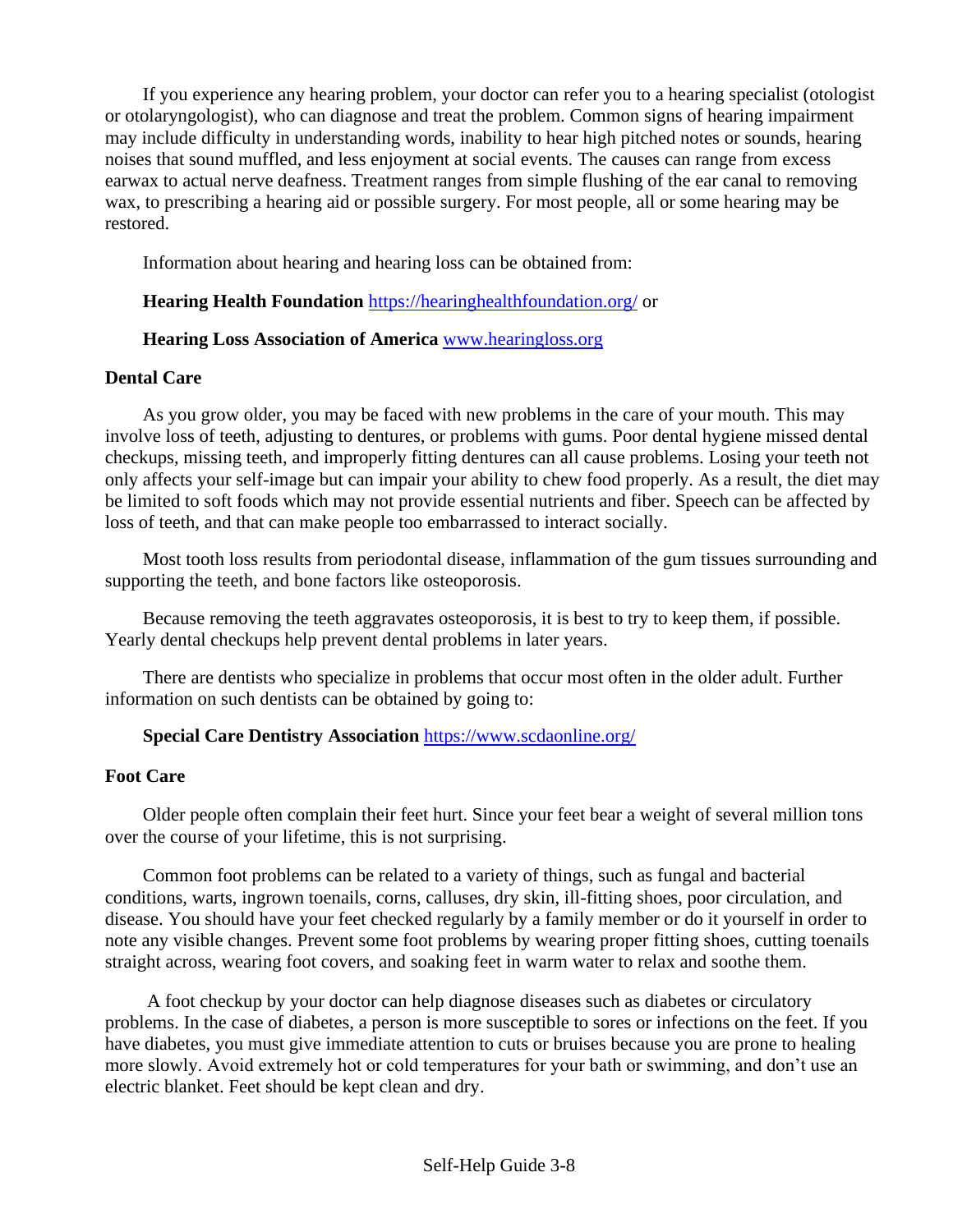If you experience any hearing problem, your doctor can refer you to a hearing specialist (otologist or otolaryngologist), who can diagnose and treat the problem. Common signs of hearing impairment may include difficulty in understanding words, inability to hear high pitched notes or sounds, hearing noises that sound muffled, and less enjoyment at social events. The causes can range from excess earwax to actual nerve deafness. Treatment ranges from simple flushing of the ear canal to removing wax, to prescribing a hearing aid or possible surgery. For most people, all or some hearing may be restored.

Information about hearing and hearing loss can be obtained from:

**Hearing Health Foundation** https://hearinghealthfoundation.org/ or

**Hearing Loss Association of America** www.hearingloss.org

**Dental Care**

As you grow older, you may be faced with new problems in the care of your mouth. This may involve loss of teeth, adjusting to dentures, or problems with gums. Poor dental hygiene missed dental checkups, missing teeth, and improperly fitting dentures can all cause problems. Losing your teeth not only affects your self-image but can impair your ability to chew food properly. As a result, the diet may be limited to soft foods which may not provide essential nutrients and fiber. Speech can be affected by loss of teeth, and that can make people too embarrassed to interact socially.

Most tooth loss results from periodontal disease, inflammation of the gum tissues surrounding and supporting the teeth, and bone factors like osteoporosis.

Because removing the teeth aggravates osteoporosis, it is best to try to keep them, if possible. Yearly dental checkups help prevent dental problems in later years.

There are dentists who specialize in problems that occur most often in the older adult. Further information on such dentists can be obtained by going to:

**Special Care Dentistry Association** https://www.scdaonline.org/

**Foot Care**

Older people often complain their feet hurt. Since your feet bear a weight of several million tons over the course of your lifetime, this is not surprising.

Common foot problems can be related to a variety of things, such as fungal and bacterial conditions, warts, ingrown toenails, corns, calluses, dry skin, ill-fitting shoes, poor circulation, and disease. You should have your feet checked regularly by a family member or do it yourself in order to note any visible changes. Prevent some foot problems by wearing proper fitting shoes, cutting toenails straight across, wearing foot covers, and soaking feet in warm water to relax and soothe them.

A foot checkup by your doctor can help diagnose diseases such as diabetes or circulatory problems. In the case of diabetes, a person is more susceptible to sores or infections on the feet. If you have diabetes, you must give immediate attention to cuts or bruises because you are prone to healing more slowly. Avoid extremely hot or cold temperatures for your bath or swimming, and don't use an electric blanket. Feet should be kept clean and dry.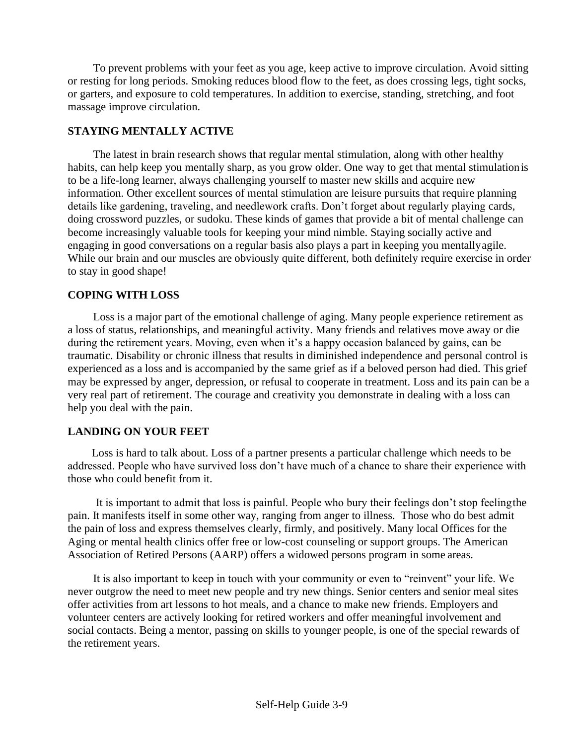To prevent problems with your feet as you age, keep active to improve circulation. Avoid sitting or resting for long periods. Smoking reduces blood flow to the feet, as does crossing legs, tight socks, or garters, and exposure to cold temperatures. In addition to exercise, standing, stretching, and foot massage improve circulation.

## STAYING MENTALLY ACTIVE

The latest in brain research shows that regular mental stimulation, along with other healthy habits, can help keep you mentally sharp, as you grow older. One way to get that mental stimulation is to be a life-long learner, always challenging yourself to master new skills and acquire new information. Other excellent sources of mental stimulation are leisure pursuits that require planning details like gardening, traveling, and needlework crafts. Don't forget about regularly playing cards, doing crossword puzzles, or sudoku. These kinds of games that provide a bit of mental challenge can become increasingly valuable tools for keeping your mind nimble. Staying socially active and engaging in good conversations on a regular basis also plays a part in keeping you mentally agile. While our brain and our muscles are obviously quite different, both definitely require exercise in order to stay in good shape!

## COPING WITH LOSS

Loss is a major part of the emotional challenge of aging. Many people experience retirement as a loss of status, relationships, and meaningful activity. Many friends and relatives move away or die during the retirement years. Moving, even when it's a happy occasion balanced by gains, can be traumatic. Disability or chronic illness that results in diminished independence and personal control is experienced as a loss and is accompanied by the same grief as if a beloved person had died. This grief may be expressed by anger, depression, or refusal to cooperate in treatment. Loss and its pain can be a very real part of retirement. The courage and creativity you demonstrate in dealing with a loss can help you deal with the pain.

## LANDING ON YOUR FEET

Loss is hard to talk about. Loss of a partner presents a particular challenge which needs to be addressed. People who have survived loss don't have much of a chance to share their experience with those who could benefit from it.

It is important to admit that loss is painful. People who bury their feelings don't stop feeling the pain. It manifests itself in some other way, ranging from anger to illness. Those who do best admit the pain of loss and express themselves clearly, firmly, and positively. Many local Offices for the Aging or mental health clinics offer free or low-cost counseling or support groups. The American Association of Retired Persons (AARP) offers a widowed persons program in some areas.

It is also important to keep in touch with your community or even to "reinvent" your life. We never outgrow the need to meet new people and try new things. Senior centers and senior meal sites offer activities from art lessons to hot meals, and a chance to make new friends. Employers and volunteer centers are actively looking for retired workers and offer meaningful involvement and social contacts. Being a mentor, passing on skills to younger people, is one of the special rewards of the retirement years.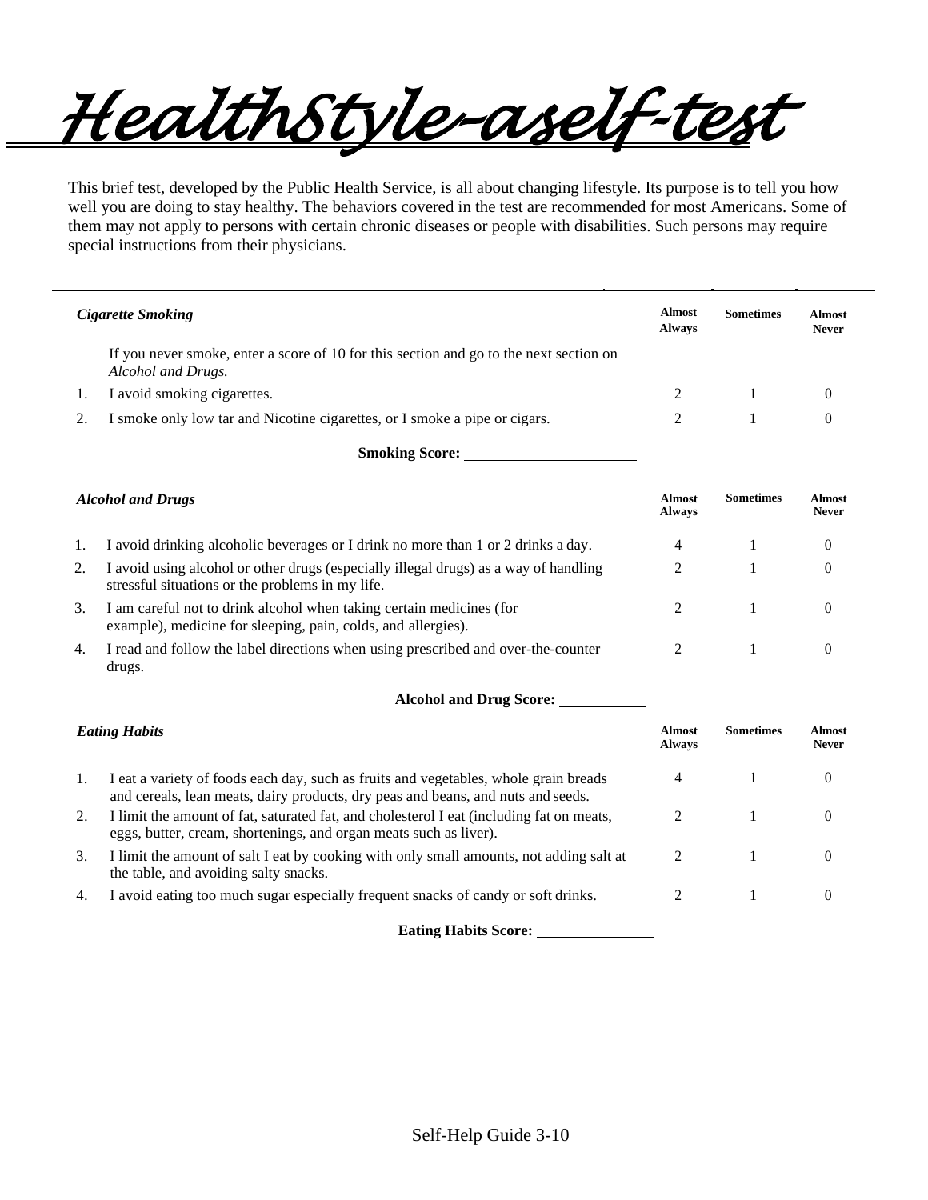# HealthStyle-aself-test

This brief test, developed by the Public Health Service, is all about changing lifestyle. Its purpose is to tell you how well you are doing to stay healthy. The behaviors covered in the test are recommended for most Americans. Some of them may not apply to persons with certain chronic diseases or people with disabilities. Such persons may require special instructions from their physicians.

| *Cigarette Smoking* | Almost Always | Sometimes | Almost Never |
|---|---|---|---|
| If you never smoke, enter a score of 10 for this section and go to the next section on *Alcohol and Drugs.* | | | |
| 1. I avoid smoking cigarettes. | 2 | 1 | 0 |
| 2. I smoke only low tar and Nicotine cigarettes, or I smoke a pipe or cigars. | 2 | 1 | 0 |

**Smoking Score:** ______________________

| *Alcohol and Drugs* | Almost Always | Sometimes | Almost Never |
|---|---|---|---|
| 1. I avoid drinking alcoholic beverages or I drink no more than 1 or 2 drinks a day. | 4 | 1 | 0 |
| 2. I avoid using alcohol or other drugs (especially illegal drugs) as a way of handling stressful situations or the problems in my life. | 2 | 1 | 0 |
| 3. I am careful not to drink alcohol when taking certain medicines (for example), medicine for sleeping, pain, colds, and allergies). | 2 | 1 | 0 |
| 4. I read and follow the label directions when using prescribed and over-the-counter drugs. | 2 | 1 | 0 |

**Alcohol and Drug Score:** ____________

| *Eating Habits* | Almost Always | Sometimes | Almost Never |
|---|---|---|---|
| 1. I eat a variety of foods each day, such as fruits and vegetables, whole grain breads and cereals, lean meats, dairy products, dry peas and beans, and nuts and seeds. | 4 | 1 | 0 |
| 2. I limit the amount of fat, saturated fat, and cholesterol I eat (including fat on meats, eggs, butter, cream, shortenings, and organ meats such as liver). | 2 | 1 | 0 |
| 3. I limit the amount of salt I eat by cooking with only small amounts, not adding salt at the table, and avoiding salty snacks. | 2 | 1 | 0 |
| 4. I avoid eating too much sugar especially frequent snacks of candy or soft drinks. | 2 | 1 | 0 |

**Eating Habits Score:** _______________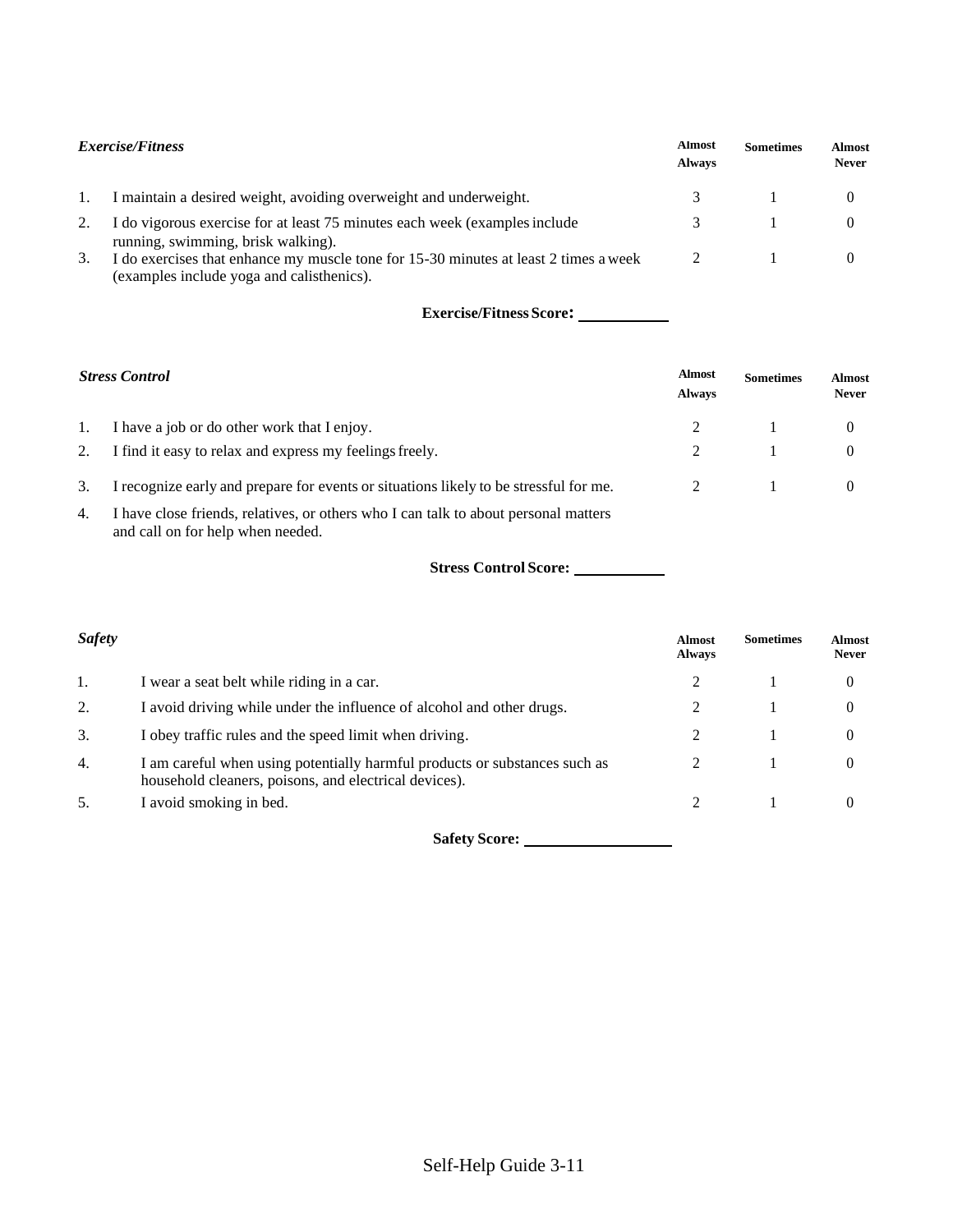| *Exercise/Fitness* | Almost Always | Sometimes | Almost Never |
| --- | --- | --- | --- |
| 1. I maintain a desired weight, avoiding overweight and underweight. | 3 | 1 | 0 |
| 2. I do vigorous exercise for at least 75 minutes each week (examples include running, swimming, brisk walking). | 3 | 1 | 0 |
| 3. I do exercises that enhance my muscle tone for 15-30 minutes at least 2 times a week (examples include yoga and calisthenics). | 2 | 1 | 0 |

**Exercise/Fitness Score:** ___________

| *Stress Control* | Almost Always | Sometimes | Almost Never |
| --- | --- | --- | --- |
| 1. I have a job or do other work that I enjoy. | 2 | 1 | 0 |
| 2. I find it easy to relax and express my feelings freely. | 2 | 1 | 0 |
| 3. I recognize early and prepare for events or situations likely to be stressful for me. | 2 | 1 | 0 |
| 4. I have close friends, relatives, or others who I can talk to about personal matters and call on for help when needed. | | | |

**Stress Control Score:** ___________

| *Safety* | Almost Always | Sometimes | Almost Never |
| --- | --- | --- | --- |
| 1. I wear a seat belt while riding in a car. | 2 | 1 | 0 |
| 2. I avoid driving while under the influence of alcohol and other drugs. | 2 | 1 | 0 |
| 3. I obey traffic rules and the speed limit when driving. | 2 | 1 | 0 |
| 4. I am careful when using potentially harmful products or substances such as household cleaners, poisons, and electrical devices). | 2 | 1 | 0 |
| 5. I avoid smoking in bed. | 2 | 1 | 0 |

**Safety Score:** ___________________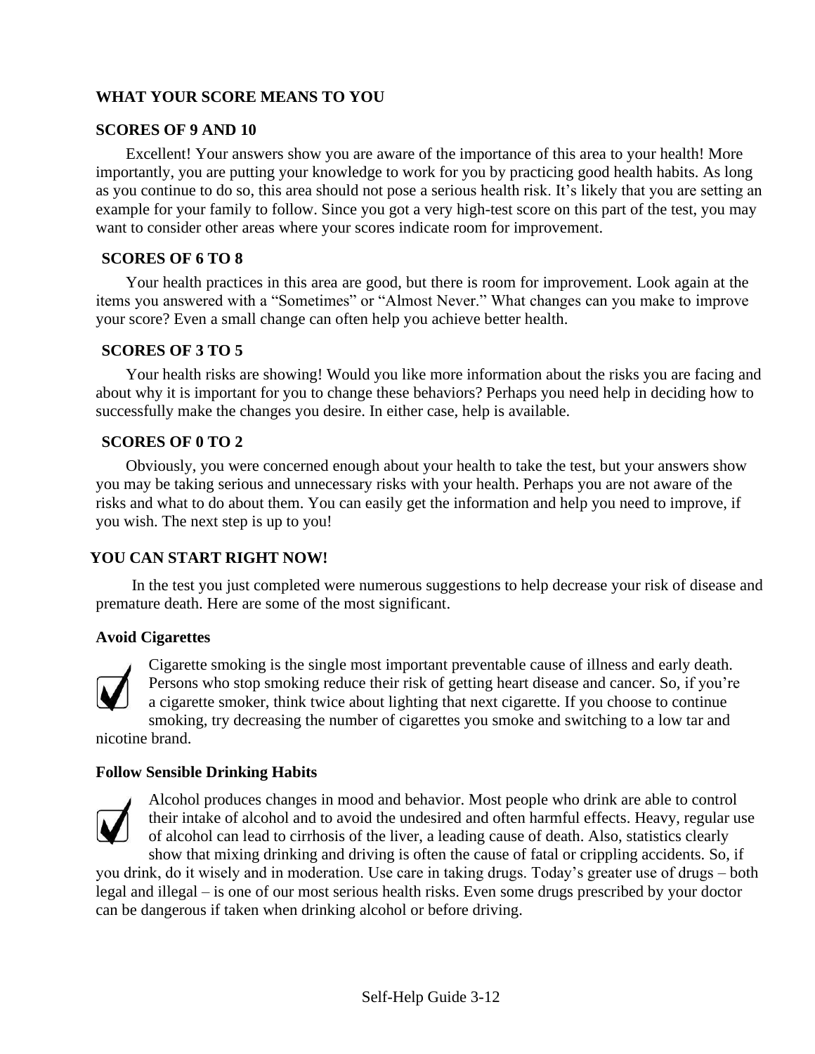## WHAT YOUR SCORE MEANS TO YOU

### SCORES OF 9 AND 10

Excellent! Your answers show you are aware of the importance of this area to your health! More importantly, you are putting your knowledge to work for you by practicing good health habits. As long as you continue to do so, this area should not pose a serious health risk. It's likely that you are setting an example for your family to follow. Since you got a very high-test score on this part of the test, you may want to consider other areas where your scores indicate room for improvement.

### SCORES OF 6 TO 8

Your health practices in this area are good, but there is room for improvement. Look again at the items you answered with a "Sometimes" or "Almost Never." What changes can you make to improve your score? Even a small change can often help you achieve better health.

### SCORES OF 3 TO 5

Your health risks are showing! Would you like more information about the risks you are facing and about why it is important for you to change these behaviors? Perhaps you need help in deciding how to successfully make the changes you desire. In either case, help is available.

### SCORES OF 0 TO 2

Obviously, you were concerned enough about your health to take the test, but your answers show you may be taking serious and unnecessary risks with your health. Perhaps you are not aware of the risks and what to do about them. You can easily get the information and help you need to improve, if you wish. The next step is up to you!

## YOU CAN START RIGHT NOW!

In the test you just completed were numerous suggestions to help decrease your risk of disease and premature death. Here are some of the most significant.

### Avoid Cigarettes

Cigarette smoking is the single most important preventable cause of illness and early death. Persons who stop smoking reduce their risk of getting heart disease and cancer. So, if you're a cigarette smoker, think twice about lighting that next cigarette. If you choose to continue smoking, try decreasing the number of cigarettes you smoke and switching to a low tar and nicotine brand.

### Follow Sensible Drinking Habits

Alcohol produces changes in mood and behavior. Most people who drink are able to control their intake of alcohol and to avoid the undesired and often harmful effects. Heavy, regular use of alcohol can lead to cirrhosis of the liver, a leading cause of death. Also, statistics clearly show that mixing drinking and driving is often the cause of fatal or crippling accidents. So, if you drink, do it wisely and in moderation. Use care in taking drugs. Today's greater use of drugs – both legal and illegal – is one of our most serious health risks. Even some drugs prescribed by your doctor can be dangerous if taken when drinking alcohol or before driving.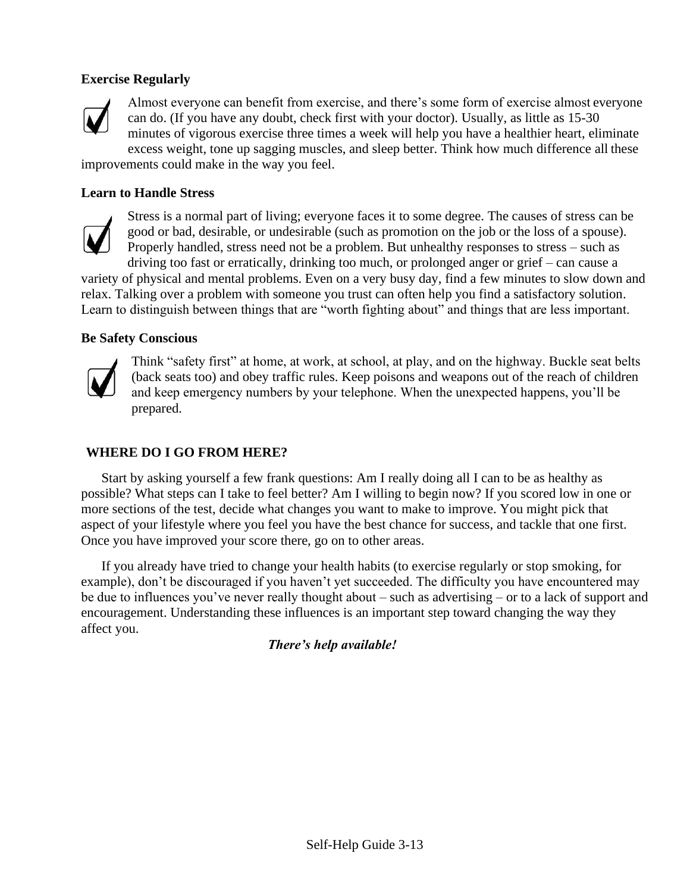**Exercise Regularly**

Almost everyone can benefit from exercise, and there's some form of exercise almost everyone can do. (If you have any doubt, check first with your doctor). Usually, as little as 15-30 minutes of vigorous exercise three times a week will help you have a healthier heart, eliminate excess weight, tone up sagging muscles, and sleep better. Think how much difference all these improvements could make in the way you feel.

**Learn to Handle Stress**

Stress is a normal part of living; everyone faces it to some degree. The causes of stress can be good or bad, desirable, or undesirable (such as promotion on the job or the loss of a spouse). Properly handled, stress need not be a problem. But unhealthy responses to stress – such as driving too fast or erratically, drinking too much, or prolonged anger or grief – can cause a variety of physical and mental problems. Even on a very busy day, find a few minutes to slow down and relax. Talking over a problem with someone you trust can often help you find a satisfactory solution. Learn to distinguish between things that are "worth fighting about" and things that are less important.

**Be Safety Conscious**

Think "safety first" at home, at work, at school, at play, and on the highway. Buckle seat belts (back seats too) and obey traffic rules. Keep poisons and weapons out of the reach of children and keep emergency numbers by your telephone. When the unexpected happens, you'll be prepared.

## WHERE DO I GO FROM HERE?

Start by asking yourself a few frank questions: Am I really doing all I can to be as healthy as possible? What steps can I take to feel better? Am I willing to begin now? If you scored low in one or more sections of the test, decide what changes you want to make to improve. You might pick that aspect of your lifestyle where you feel you have the best chance for success, and tackle that one first. Once you have improved your score there, go on to other areas.

If you already have tried to change your health habits (to exercise regularly or stop smoking, for example), don't be discouraged if you haven't yet succeeded. The difficulty you have encountered may be due to influences you've never really thought about – such as advertising – or to a lack of support and encouragement. Understanding these influences is an important step toward changing the way they affect you.

***There's help available!***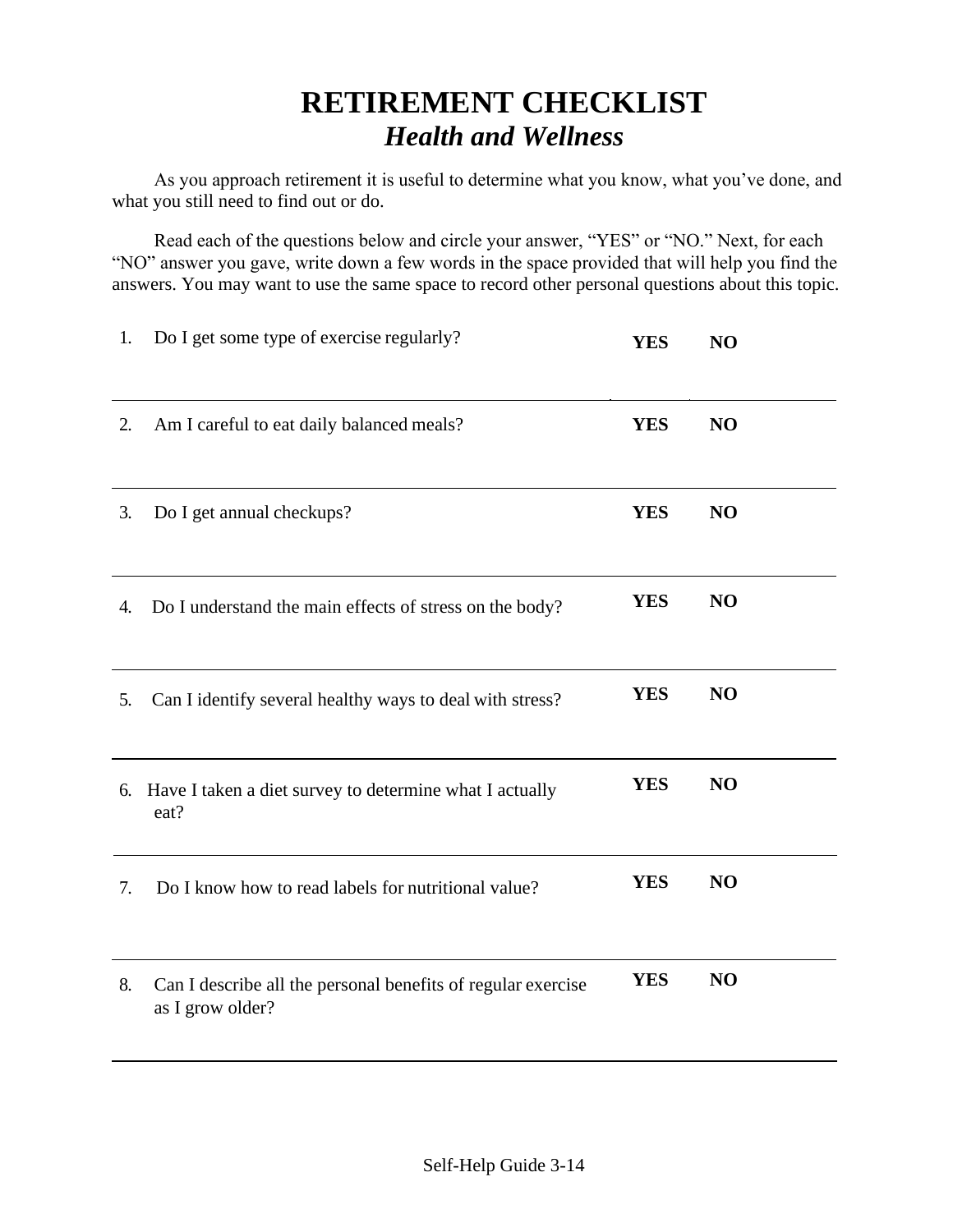# RETIREMENT CHECKLIST

## *Health and Wellness*

As you approach retirement it is useful to determine what you know, what you've done, and what you still need to find out or do.

Read each of the questions below and circle your answer, "YES" or "NO." Next, for each "NO" answer you gave, write down a few words in the space provided that will help you find the answers. You may want to use the same space to record other personal questions about this topic.

| # | Question | | |
|---|---|---|---|
| 1. | Do I get some type of exercise regularly? | **YES** | **NO** |
| 2. | Am I careful to eat daily balanced meals? | **YES** | **NO** |
| 3. | Do I get annual checkups? | **YES** | **NO** |
| 4. | Do I understand the main effects of stress on the body? | **YES** | **NO** |
| 5. | Can I identify several healthy ways to deal with stress? | **YES** | **NO** |
| 6. | Have I taken a diet survey to determine what I actually eat? | **YES** | **NO** |
| 7. | Do I know how to read labels for nutritional value? | **YES** | **NO** |
| 8. | Can I describe all the personal benefits of regular exercise as I grow older? | **YES** | **NO** |

Self-Help Guide 3-14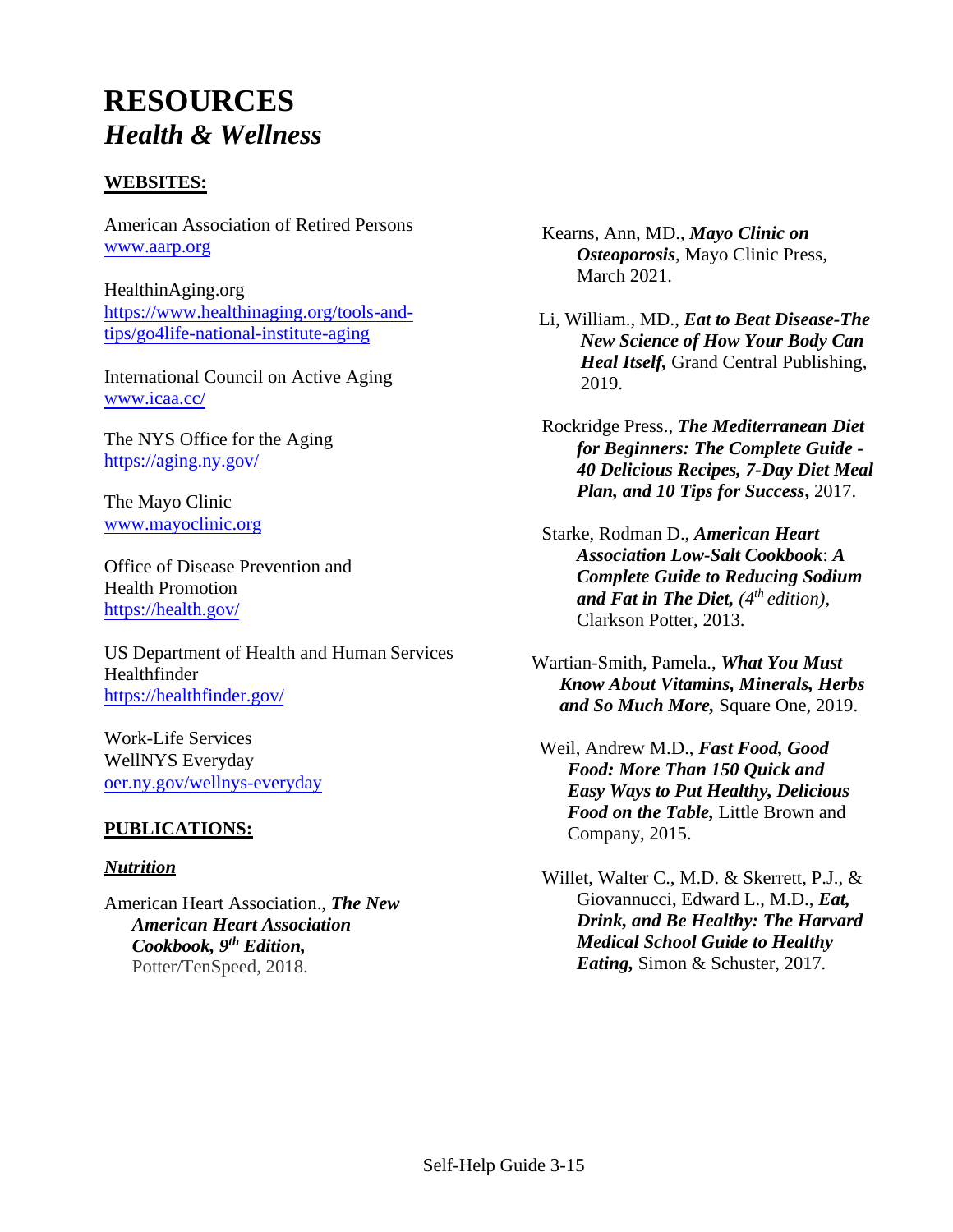# RESOURCES
## *Health & Wellness*

**WEBSITES:**

American Association of Retired Persons
www.aarp.org

HealthinAging.org
https://www.healthinaging.org/tools-and-tips/go4life-national-institute-aging

International Council on Active Aging
www.icaa.cc/

The NYS Office for the Aging
https://aging.ny.gov/

The Mayo Clinic
www.mayoclinic.org

Office of Disease Prevention and Health Promotion
https://health.gov/

US Department of Health and Human Services Healthfinder
https://healthfinder.gov/

Work-Life Services
WellNYS Everyday
oer.ny.gov/wellnys-everyday

**PUBLICATIONS:**

***Nutrition***

American Heart Association., ***The New American Heart Association Cookbook, 9th Edition,*** Potter/TenSpeed, 2018.

Kearns, Ann, MD., ***Mayo Clinic on Osteoporosis***, Mayo Clinic Press, March 2021.

Li, William., MD., ***Eat to Beat Disease-The New Science of How Your Body Can Heal Itself,*** Grand Central Publishing, 2019.

Rockridge Press., ***The Mediterranean Diet for Beginners: The Complete Guide - 40 Delicious Recipes, 7-Day Diet Meal Plan, and 10 Tips for Success***, 2017.

Starke, Rodman D., ***American Heart Association Low-Salt Cookbook***: ***A Complete Guide to Reducing Sodium and Fat in The Diet,*** *(4th edition),* Clarkson Potter, 2013.

Wartian-Smith, Pamela., ***What You Must Know About Vitamins, Minerals, Herbs and So Much More,*** Square One, 2019.

Weil, Andrew M.D., ***Fast Food, Good Food: More Than 150 Quick and Easy Ways to Put Healthy, Delicious Food on the Table,*** Little Brown and Company, 2015.

Willet, Walter C., M.D. & Skerrett, P.J., & Giovannucci, Edward L., M.D., ***Eat, Drink, and Be Healthy: The Harvard Medical School Guide to Healthy Eating,*** Simon & Schuster, 2017.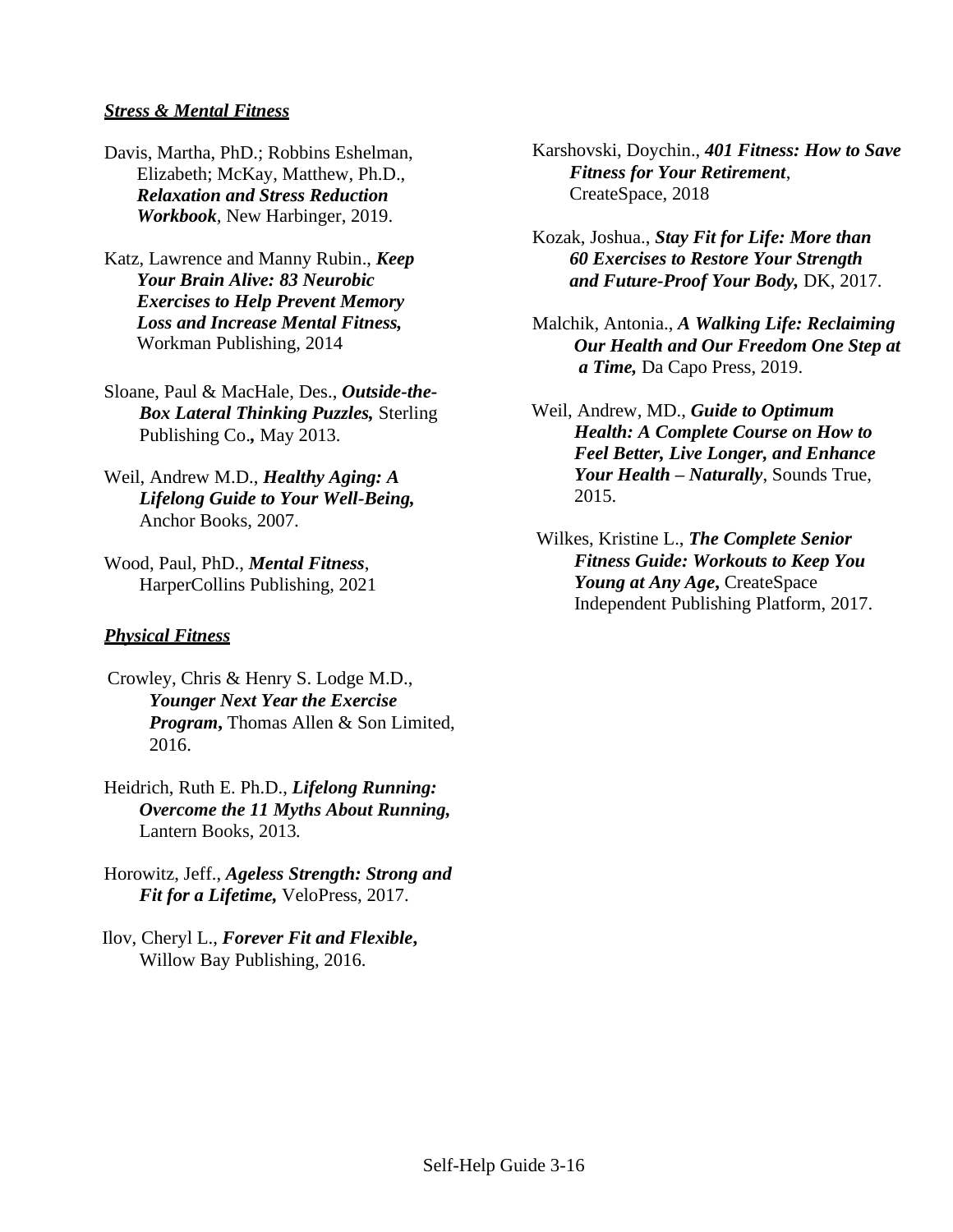***Stress & Mental Fitness***

Davis, Martha, PhD.; Robbins Eshelman, Elizabeth; McKay, Matthew, Ph.D., ***Relaxation and Stress Reduction Workbook***, New Harbinger, 2019.

Katz, Lawrence and Manny Rubin., ***Keep Your Brain Alive: 83 Neurobic Exercises to Help Prevent Memory Loss and Increase Mental Fitness,*** Workman Publishing, 2014

Sloane, Paul & MacHale, Des., ***Outside-the-Box Lateral Thinking Puzzles,*** Sterling Publishing Co**.,** May 2013.

Weil, Andrew M.D., ***Healthy Aging: A Lifelong Guide to Your Well-Being,*** Anchor Books, 2007.

Wood, Paul, PhD., ***Mental Fitness***, HarperCollins Publishing, 2021

***Physical Fitness***

Crowley, Chris & Henry S. Lodge M.D., ***Younger Next Year the Exercise Program,*** Thomas Allen & Son Limited, 2016.

Heidrich, Ruth E. Ph.D., ***Lifelong Running: Overcome the 11 Myths About Running,*** Lantern Books, 2013.

Horowitz, Jeff., ***Ageless Strength: Strong and Fit for a Lifetime,*** VeloPress, 2017.

Ilov, Cheryl L., ***Forever Fit and Flexible,*** Willow Bay Publishing, 2016.

Karshovski, Doychin., ***401 Fitness: How to Save Fitness for Your Retirement***, CreateSpace, 2018

Kozak, Joshua., ***Stay Fit for Life: More than 60 Exercises to Restore Your Strength and Future-Proof Your Body,*** DK, 2017.

Malchik, Antonia., ***A Walking Life: Reclaiming Our Health and Our Freedom One Step at a Time,*** Da Capo Press, 2019.

Weil, Andrew, MD., ***Guide to Optimum Health: A Complete Course on How to Feel Better, Live Longer, and Enhance Your Health – Naturally***, Sounds True, 2015.

Wilkes, Kristine L., ***The Complete Senior Fitness Guide: Workouts to Keep You Young at Any Age,*** CreateSpace Independent Publishing Platform, 2017.